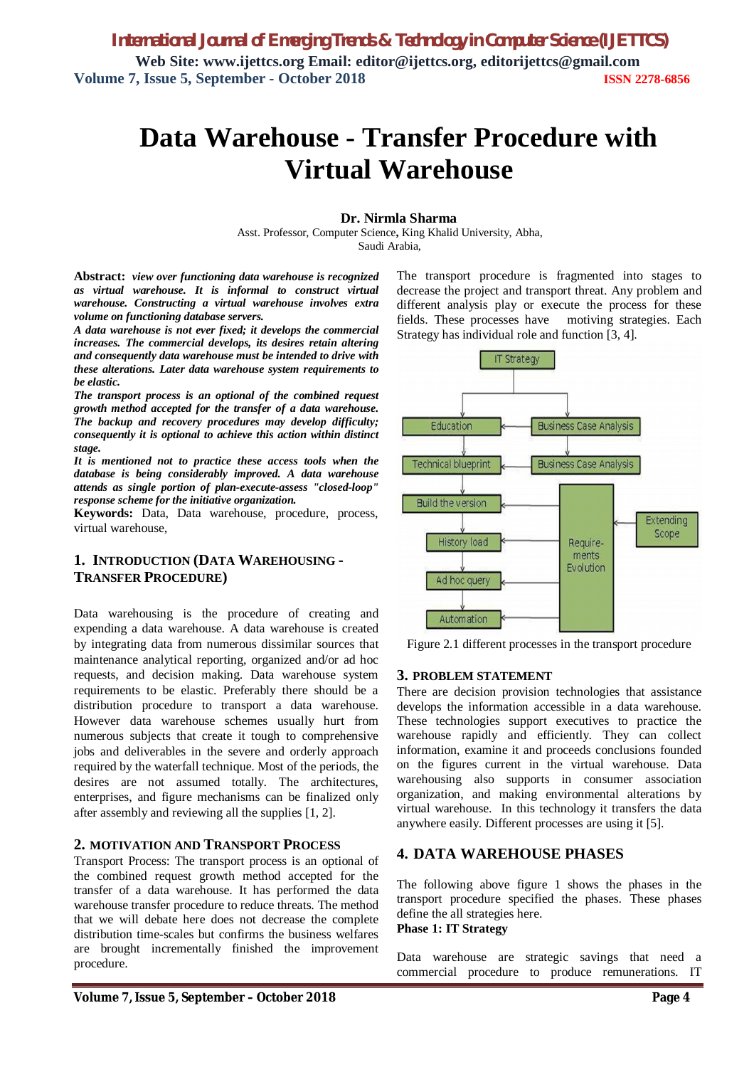# Data Warehouse - Transfer Procedure with Virtual Warehouse

**Dr. Nirmla Sharma**

Asst. Professor, Computer Science, King Khalid University, Abha, Saudi Arabia,

**Abstract:** ***view over functioning data warehouse is recognized as virtual warehouse. It is informal to construct virtual warehouse. Constructing a virtual warehouse involves extra volume on functioning database servers.***

***A data warehouse is not ever fixed; it develops the commercial increases. The commercial develops, its desires retain altering and consequently data warehouse must be intended to drive with these alterations. Later data warehouse system requirements to be elastic.***

***The transport process is an optional of the combined request growth method accepted for the transfer of a data warehouse. The backup and recovery procedures may develop difficulty; consequently it is optional to achieve this action within distinct stage.***

***It is mentioned not to practice these access tools when the database is being considerably improved. A data warehouse attends as single portion of plan-execute-assess "closed-loop" response scheme for the initiative organization.***

**Keywords:** Data, Data warehouse, procedure, process, virtual warehouse,

## 1. Introduction (Data Warehousing - Transfer Procedure)

Data warehousing is the procedure of creating and expending a data warehouse. A data warehouse is created by integrating data from numerous dissimilar sources that maintenance analytical reporting, organized and/or ad hoc requests, and decision making. Data warehouse system requirements to be elastic. Preferably there should be a distribution procedure to transport a data warehouse. However data warehouse schemes usually hurt from numerous subjects that create it tough to comprehensive jobs and deliverables in the severe and orderly approach required by the waterfall technique. Most of the periods, the desires are not assumed totally. The architectures, enterprises, and figure mechanisms can be finalized only after assembly and reviewing all the supplies [1, 2].

## 2. Motivation and Transport Process

Transport Process: The transport process is an optional of the combined request growth method accepted for the transfer of a data warehouse. It has performed the data warehouse transfer procedure to reduce threats. The method that we will debate here does not decrease the complete distribution time-scales but confirms the business welfares are brought incrementally finished the improvement procedure.

The transport procedure is fragmented into stages to decrease the project and transport threat. Any problem and different analysis play or execute the process for these fields. These processes have motiving strategies. Each Strategy has individual role and function [3, 4].

Figure 2.1 different processes in the transport procedure

## 3. Problem Statement

There are decision provision technologies that assistance develops the information accessible in a data warehouse. These technologies support executives to practice the warehouse rapidly and efficiently. They can collect information, examine it and proceeds conclusions founded on the figures current in the virtual warehouse. Data warehousing also supports in consumer association organization, and making environmental alterations by virtual warehouse. In this technology it transfers the data anywhere easily. Different processes are using it [5].

## 4. Data Warehouse Phases

The following above figure 1 shows the phases in the transport procedure specified the phases. These phases define the all strategies here.

**Phase 1: IT Strategy**

Data warehouse are strategic savings that need a commercial procedure to produce remunerations. IT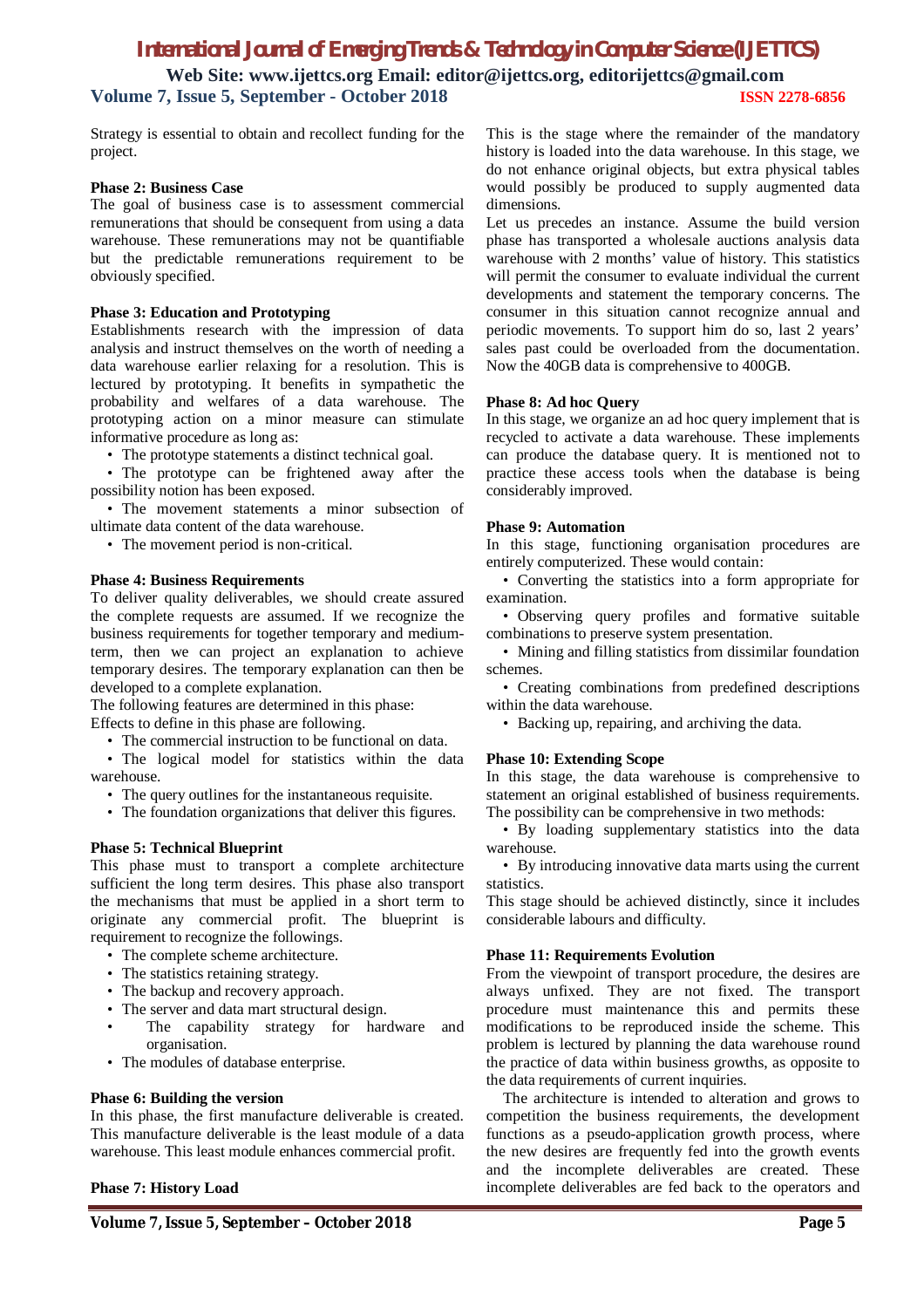Strategy is essential to obtain and recollect funding for the project.

**Phase 2: Business Case**

The goal of business case is to assessment commercial remunerations that should be consequent from using a data warehouse. These remunerations may not be quantifiable but the predictable remunerations requirement to be obviously specified.

**Phase 3: Education and Prototyping**

Establishments research with the impression of data analysis and instruct themselves on the worth of needing a data warehouse earlier relaxing for a resolution. This is lectured by prototyping. It benefits in sympathetic the probability and welfares of a data warehouse. The prototyping action on a minor measure can stimulate informative procedure as long as:

- The prototype statements a distinct technical goal.
- The prototype can be frightened away after the possibility notion has been exposed.
- The movement statements a minor subsection of ultimate data content of the data warehouse.
- The movement period is non-critical.

**Phase 4: Business Requirements**

To deliver quality deliverables, we should create assured the complete requests are assumed. If we recognize the business requirements for together temporary and medium-term, then we can project an explanation to achieve temporary desires. The temporary explanation can then be developed to a complete explanation.

The following features are determined in this phase:

Effects to define in this phase are following.

- The commercial instruction to be functional on data.
- The logical model for statistics within the data warehouse.
- The query outlines for the instantaneous requisite.
- The foundation organizations that deliver this figures.

**Phase 5: Technical Blueprint**

This phase must to transport a complete architecture sufficient the long term desires. This phase also transport the mechanisms that must be applied in a short term to originate any commercial profit. The blueprint is requirement to recognize the followings.

- The complete scheme architecture.
- The statistics retaining strategy.
- The backup and recovery approach.
- The server and data mart structural design.
- The capability strategy for hardware and organisation.
- The modules of database enterprise.

**Phase 6: Building the version**

In this phase, the first manufacture deliverable is created. This manufacture deliverable is the least module of a data warehouse. This least module enhances commercial profit.

**Phase 7: History Load**

This is the stage where the remainder of the mandatory history is loaded into the data warehouse. In this stage, we do not enhance original objects, but extra physical tables would possibly be produced to supply augmented data dimensions.

Let us precedes an instance. Assume the build version phase has transported a wholesale auctions analysis data warehouse with 2 months' value of history. This statistics will permit the consumer to evaluate individual the current developments and statement the temporary concerns. The consumer in this situation cannot recognize annual and periodic movements. To support him do so, last 2 years' sales past could be overloaded from the documentation. Now the 40GB data is comprehensive to 400GB.

**Phase 8: Ad hoc Query**

In this stage, we organize an ad hoc query implement that is recycled to activate a data warehouse. These implements can produce the database query. It is mentioned not to practice these access tools when the database is being considerably improved.

**Phase 9: Automation**

In this stage, functioning organisation procedures are entirely computerized. These would contain:

- Converting the statistics into a form appropriate for examination.
- Observing query profiles and formative suitable combinations to preserve system presentation.
- Mining and filling statistics from dissimilar foundation schemes.
- Creating combinations from predefined descriptions within the data warehouse.
- Backing up, repairing, and archiving the data.

**Phase 10: Extending Scope**

In this stage, the data warehouse is comprehensive to statement an original established of business requirements. The possibility can be comprehensive in two methods:

- By loading supplementary statistics into the data warehouse.
- By introducing innovative data marts using the current statistics.

This stage should be achieved distinctly, since it includes considerable labours and difficulty.

**Phase 11: Requirements Evolution**

From the viewpoint of transport procedure, the desires are always unfixed. They are not fixed. The transport procedure must maintenance this and permits these modifications to be reproduced inside the scheme. This problem is lectured by planning the data warehouse round the practice of data within business growths, as opposite to the data requirements of current inquiries.

The architecture is intended to alteration and grows to competition the business requirements, the development functions as a pseudo-application growth process, where the new desires are frequently fed into the growth events and the incomplete deliverables are created. These incomplete deliverables are fed back to the operators and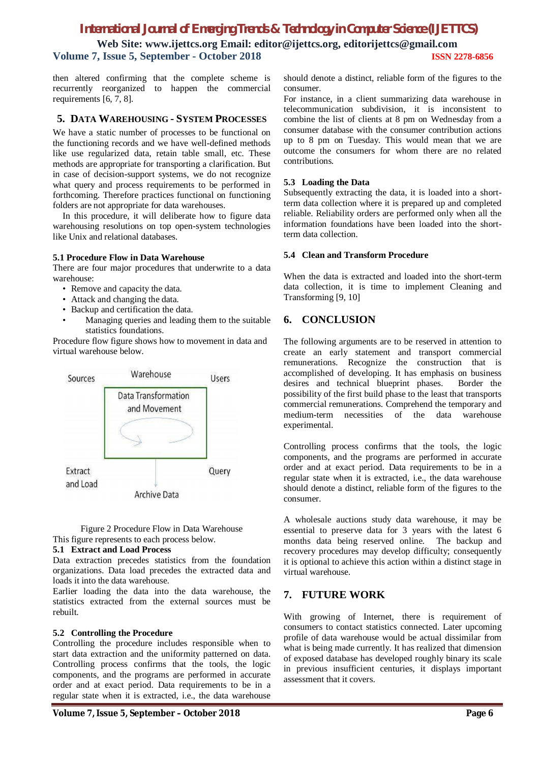then altered confirming that the complete scheme is recurrently reorganized to happen the commercial requirements [6, 7, 8].

## 5. DATA WAREHOUSING - SYSTEM PROCESSES

We have a static number of processes to be functional on the functioning records and we have well-defined methods like use regularized data, retain table small, etc. These methods are appropriate for transporting a clarification. But in case of decision-support systems, we do not recognize what query and process requirements to be performed in forthcoming. Therefore practices functional on functioning folders are not appropriate for data warehouses.

In this procedure, it will deliberate how to figure data warehousing resolutions on top open-system technologies like Unix and relational databases.

### 5.1 Procedure Flow in Data Warehouse

There are four major procedures that underwrite to a data warehouse:

- Remove and capacity the data.
- Attack and changing the data.
- Backup and certification the data.
- Managing queries and leading them to the suitable statistics foundations.

Procedure flow figure shows how to movement in data and virtual warehouse below.

Figure 2 Procedure Flow in Data Warehouse

This figure represents to each process below.

### 5.1 Extract and Load Process

Data extraction precedes statistics from the foundation organizations. Data load precedes the extracted data and loads it into the data warehouse.

Earlier loading the data into the data warehouse, the statistics extracted from the external sources must be rebuilt.

### 5.2 Controlling the Procedure

Controlling the procedure includes responsible when to start data extraction and the uniformity patterned on data. Controlling process confirms that the tools, the logic components, and the programs are performed in accurate order and at exact period. Data requirements to be in a regular state when it is extracted, i.e., the data warehouse should denote a distinct, reliable form of the figures to the consumer.

For instance, in a client summarizing data warehouse in telecommunication subdivision, it is inconsistent to combine the list of clients at 8 pm on Wednesday from a consumer database with the consumer contribution actions up to 8 pm on Tuesday. This would mean that we are outcome the consumers for whom there are no related contributions.

### 5.3 Loading the Data

Subsequently extracting the data, it is loaded into a short-term data collection where it is prepared up and completed reliable. Reliability orders are performed only when all the information foundations have been loaded into the short-term data collection.

### 5.4 Clean and Transform Procedure

When the data is extracted and loaded into the short-term data collection, it is time to implement Cleaning and Transforming [9, 10]

## 6. CONCLUSION

The following arguments are to be reserved in attention to create an early statement and transport commercial remunerations. Recognize the construction that is accomplished of developing. It has emphasis on business desires and technical blueprint phases. Border the possibility of the first build phase to the least that transports commercial remunerations. Comprehend the temporary and medium-term necessities of the data warehouse experimental.

Controlling process confirms that the tools, the logic components, and the programs are performed in accurate order and at exact period. Data requirements to be in a regular state when it is extracted, i.e., the data warehouse should denote a distinct, reliable form of the figures to the consumer.

A wholesale auctions study data warehouse, it may be essential to preserve data for 3 years with the latest 6 months data being reserved online. The backup and recovery procedures may develop difficulty; consequently it is optional to achieve this action within a distinct stage in virtual warehouse.

## 7. FUTURE WORK

With growing of Internet, there is requirement of consumers to contact statistics connected. Later upcoming profile of data warehouse would be actual dissimilar from what is being made currently. It has realized that dimension of exposed database has developed roughly binary its scale in previous insufficient centuries, it displays important assessment that it covers.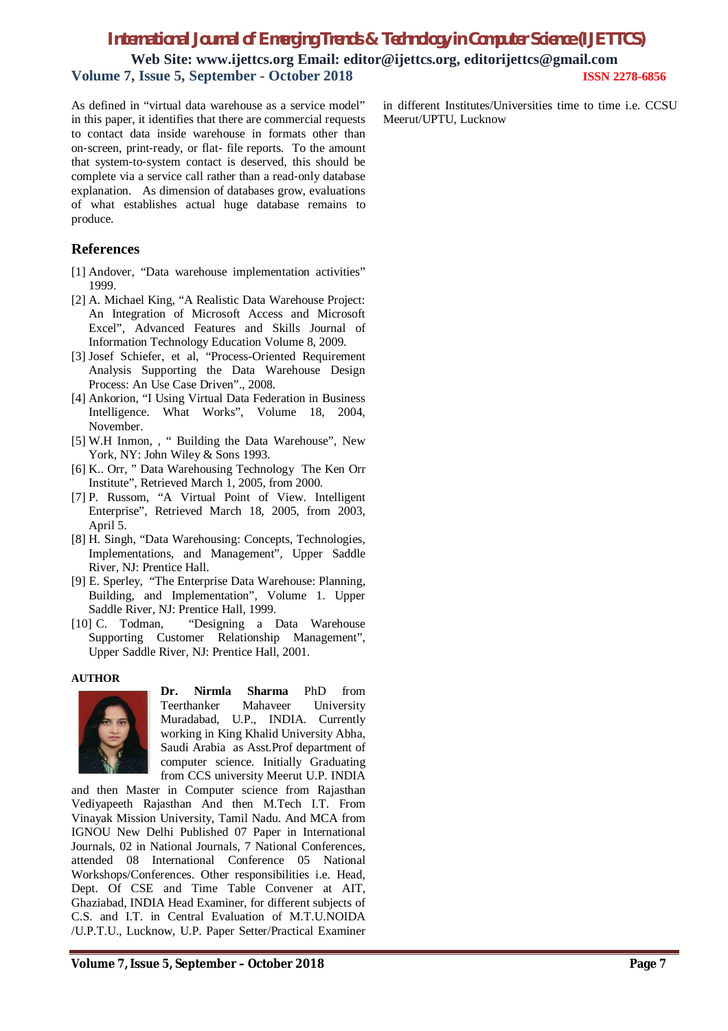As defined in "virtual data warehouse as a service model" in this paper, it identifies that there are commercial requests to contact data inside warehouse in formats other than on-screen, print-ready, or flat- file reports. To the amount that system-to-system contact is deserved, this should be complete via a service call rather than a read-only database explanation. As dimension of databases grow, evaluations of what establishes actual huge database remains to produce.

## References

[1] Andover, "Data warehouse implementation activities" 1999.

[2] A. Michael King, "A Realistic Data Warehouse Project: An Integration of Microsoft Access and Microsoft Excel", Advanced Features and Skills Journal of Information Technology Education Volume 8, 2009.

[3] Josef Schiefer, et al, "Process-Oriented Requirement Analysis Supporting the Data Warehouse Design Process: An Use Case Driven"., 2008.

[4] Ankorion, "I Using Virtual Data Federation in Business Intelligence. What Works", Volume 18, 2004, November.

[5] W.H Inmon, , " Building the Data Warehouse", New York, NY: John Wiley & Sons 1993.

[6] K.. Orr, " Data Warehousing Technology The Ken Orr Institute", Retrieved March 1, 2005, from 2000.

[7] P. Russom, "A Virtual Point of View. Intelligent Enterprise", Retrieved March 18, 2005, from 2003, April 5.

[8] H. Singh, "Data Warehousing: Concepts, Technologies, Implementations, and Management", Upper Saddle River, NJ: Prentice Hall.

[9] E. Sperley, "The Enterprise Data Warehouse: Planning, Building, and Implementation", Volume 1. Upper Saddle River, NJ: Prentice Hall, 1999.

[10] C. Todman, "Designing a Data Warehouse Supporting Customer Relationship Management", Upper Saddle River, NJ: Prentice Hall, 2001.

**AUTHOR**

**Dr. Nirmla Sharma** PhD from Teerthanker Mahaveer University Muradabad, U.P., INDIA. Currently working in King Khalid University Abha, Saudi Arabia as Asst.Prof department of computer science. Initially Graduating from CCS university Meerut U.P. INDIA and then Master in Computer science from Rajasthan Vediyapeeth Rajasthan And then M.Tech I.T. From Vinayak Mission University, Tamil Nadu. And MCA from IGNOU New Delhi Published 07 Paper in International Journals, 02 in National Journals, 7 National Conferences, attended 08 International Conference 05 National Workshops/Conferences. Other responsibilities i.e. Head, Dept. Of CSE and Time Table Convener at AIT, Ghaziabad, INDIA Head Examiner, for different subjects of C.S. and I.T. in Central Evaluation of M.T.U.NOIDA /U.P.T.U., Lucknow, U.P. Paper Setter/Practical Examiner in different Institutes/Universities time to time i.e. CCSU Meerut/UPTU, Lucknow